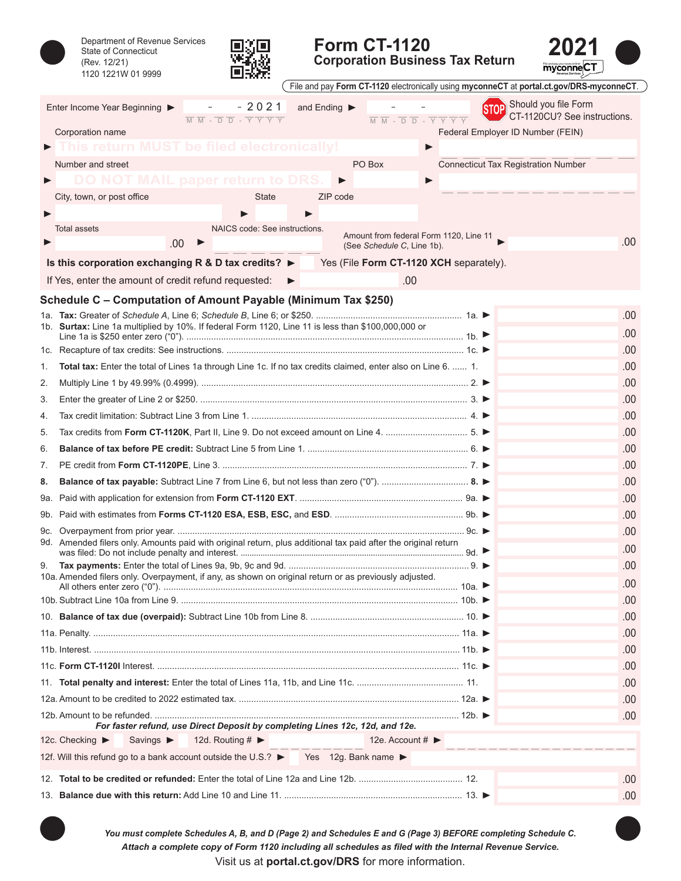Department of Revenue Services
State of Connecticut
(Rev. 12/21)
1120 1221W 01 9999

# Form CT-1120
## Corporation Business Tax Return

# 2021

File and pay **Form CT-1120** electronically using **myconneCT** at **portal.ct.gov/DRS-myconneCT**.

Enter Income Year Beginning ► __ - __ - 2021 (MM-DD-YYYY) and Ending ► __ - __ - ____ (MM-DD-YYYY)

STOP Should you file Form CT-1120CU? See instructions.

Corporation name ► This return MUST be filed electronically!

Federal Employer ID Number (FEIN) ►

Number and street ► DO NOT MAIL paper return to DRS.

PO Box ►

Connecticut Tax Registration Number ►

City, town, or post office ► State ► ZIP code ►

Total assets ► .00

NAICS code: See instructions. ►

Amount from federal Form 1120, Line 11 (See *Schedule C*, Line 1b). ► .00

**Is this corporation exchanging R & D tax credits?** ► Yes (File **Form CT-1120 XCH** separately).

If Yes, enter the amount of credit refund requested: ► .00

## Schedule C – Computation of Amount Payable (Minimum Tax $250)

| Line | Description | Amount |
|---|---|---|
| 1a. | **Tax:** Greater of *Schedule A*, Line 6; *Schedule B*, Line 6; or $250. | .00 |
| 1b. | **Surtax:** Line 1a multiplied by 10%. If federal Form 1120, Line 11 is less than $100,000,000 or Line 1a is $250 enter zero ("0"). | .00 |
| 1c. | Recapture of tax credits: See instructions. | .00 |
| 1. | **Total tax:** Enter the total of Lines 1a through Line 1c. If no tax credits claimed, enter also on Line 6. | .00 |
| 2. | Multiply Line 1 by 49.99% (0.4999). | .00 |
| 3. | Enter the greater of Line 2 or $250. | .00 |
| 4. | Tax credit limitation: Subtract Line 3 from Line 1. | .00 |
| 5. | Tax credits from **Form CT-1120K**, Part II, Line 9. Do not exceed amount on Line 4. | .00 |
| 6. | **Balance of tax before PE credit:** Subtract Line 5 from Line 1. | .00 |
| 7. | PE credit from **Form CT-1120PE**, Line 3. | .00 |
| 8. | **Balance of tax payable:** Subtract Line 7 from Line 6, but not less than zero ("0"). | .00 |
| 9a. | Paid with application for extension from **Form CT-1120 EXT**. | .00 |
| 9b. | Paid with estimates from **Forms CT-1120 ESA, ESB, ESC,** and **ESD**. | .00 |
| 9c. | Overpayment from prior year. | .00 |
| 9d. | Amended filers only. Amounts paid with original return, plus additional tax paid after the original return was filed: Do not include penalty and interest. | .00 |
| 9. | **Tax payments:** Enter the total of Lines 9a, 9b, 9c and 9d. | .00 |
| 10a. | Amended filers only. Overpayment, if any, as shown on original return or as previously adjusted. All others enter zero ("0"). | .00 |
| 10b. | Subtract Line 10a from Line 9. | .00 |
| 10. | **Balance of tax due (overpaid):** Subtract Line 10b from Line 8. | .00 |
| 11a. | Penalty. | .00 |
| 11b. | Interest. | .00 |
| 11c. | **Form CT-1120I** Interest. | .00 |
| 11. | **Total penalty and interest:** Enter the total of Lines 11a, 11b, and Line 11c. | .00 |
| 12a. | Amount to be credited to 2022 estimated tax. | .00 |
| 12b. | Amount to be refunded. | .00 |

***For faster refund, use Direct Deposit by completing Lines 12c, 12d, and 12e.***

12c. Checking ► Savings ► 12d. Routing # ► 12e. Account # ►

12f. Will this refund go to a bank account outside the U.S.? ► Yes 12g. Bank name ►

| Line | Description | Amount |
|---|---|---|
| 12. | **Total to be credited or refunded:** Enter the total of Line 12a and Line 12b. | .00 |
| 13. | **Balance due with this return:** Add Line 10 and Line 11. | .00 |

***You must complete Schedules A, B, and D (Page 2) and Schedules E and G (Page 3) BEFORE completing Schedule C.***
***Attach a complete copy of Form 1120 including all schedules as filed with the Internal Revenue Service.***

Visit us at **portal.ct.gov/DRS** for more information.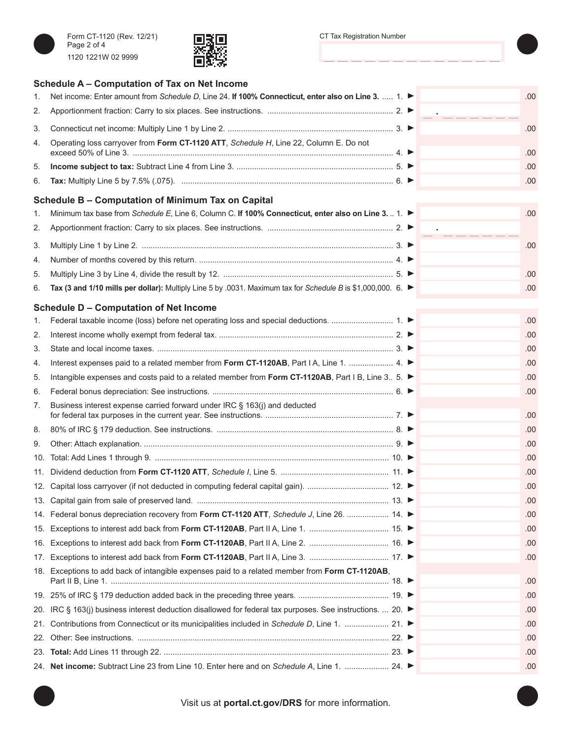Form CT-1120 (Rev. 12/21)
1120 1221W 02 9999

CT Tax Registration Number

## Schedule A – Computation of Tax on Net Income

| | | |
|---|---|---|
| 1. | Net income: Enter amount from *Schedule D*, Line 24. **If 100% Connecticut, enter also on Line 3.** ..... 1. ► | .00 |
| 2. | Apportionment fraction: Carry to six places. See instructions. ..... 2. ► | . |
| 3. | Connecticut net income: Multiply Line 1 by Line 2. ..... 3. ► | .00 |
| 4. | Operating loss carryover from **Form CT-1120 ATT**, *Schedule H*, Line 22, Column E. Do not exceed 50% of Line 3. ..... 4. ► | .00 |
| 5. | **Income subject to tax:** Subtract Line 4 from Line 3. ..... 5. ► | .00 |
| 6. | **Tax:** Multiply Line 5 by 7.5% (.075). ..... 6. ► | .00 |

## Schedule B – Computation of Minimum Tax on Capital

| | | |
|---|---|---|
| 1. | Minimum tax base from *Schedule E*, Line 6, Column C. **If 100% Connecticut, enter also on Line 3.** .. 1. ► | .00 |
| 2. | Apportionment fraction: Carry to six places. See instructions. ..... 2. ► | . |
| 3. | Multiply Line 1 by Line 2. ..... 3. ► | .00 |
| 4. | Number of months covered by this return. ..... 4. ► | |
| 5. | Multiply Line 3 by Line 4, divide the result by 12. ..... 5. ► | .00 |
| 6. | **Tax (3 and 1/10 mills per dollar):** Multiply Line 5 by .0031. Maximum tax for *Schedule B* is $1,000,000. 6. ► | .00 |

## Schedule D – Computation of Net Income

| | | |
|---|---|---|
| 1. | Federal taxable income (loss) before net operating loss and special deductions. ..... 1. ► | .00 |
| 2. | Interest income wholly exempt from federal tax. ..... 2. ► | .00 |
| 3. | State and local income taxes. ..... 3. ► | .00 |
| 4. | Interest expenses paid to a related member from **Form CT-1120AB**, Part I A, Line 1. ..... 4. ► | .00 |
| 5. | Intangible expenses and costs paid to a related member from **Form CT-1120AB**, Part I B, Line 3.. 5. ► | .00 |
| 6. | Federal bonus depreciation: See instructions. ..... 6. ► | .00 |
| 7. | Business interest expense carried forward under IRC § 163(j) and deducted for federal tax purposes in the current year. See instructions. ..... 7. ► | .00 |
| 8. | 80% of IRC § 179 deduction. See instructions. ..... 8. ► | .00 |
| 9. | Other: Attach explanation. ..... 9. ► | .00 |
| 10. | Total: Add Lines 1 through 9. ..... 10. ► | .00 |
| 11. | Dividend deduction from **Form CT-1120 ATT**, *Schedule I*, Line 5. ..... 11. ► | .00 |
| 12. | Capital loss carryover (if not deducted in computing federal capital gain). ..... 12. ► | .00 |
| 13. | Capital gain from sale of preserved land. ..... 13. ► | .00 |
| 14. | Federal bonus depreciation recovery from **Form CT-1120 ATT**, *Schedule J*, Line 26. ..... 14. ► | .00 |
| 15. | Exceptions to interest add back from **Form CT-1120AB**, Part II A, Line 1. ..... 15. ► | .00 |
| 16. | Exceptions to interest add back from **Form CT-1120AB**, Part II A, Line 2. ..... 16. ► | .00 |
| 17. | Exceptions to interest add back from **Form CT-1120AB**, Part II A, Line 3. ..... 17. ► | .00 |
| 18. | Exceptions to add back of intangible expenses paid to a related member from **Form CT-1120AB**, Part II B, Line 1. ..... 18. ► | .00 |
| 19. | 25% of IRC § 179 deduction added back in the preceding three years. ..... 19. ► | .00 |
| 20. | IRC § 163(j) business interest deduction disallowed for federal tax purposes. See instructions. ... 20. ► | .00 |
| 21. | Contributions from Connecticut or its municipalities included in *Schedule D*, Line 1. ..... 21. ► | .00 |
| 22. | Other: See instructions. ..... 22. ► | .00 |
| 23. | **Total:** Add Lines 11 through 22. ..... 23. ► | .00 |
| 24. | **Net income:** Subtract Line 23 from Line 10. Enter here and on *Schedule A*, Line 1. ..... 24. ► | .00 |

Visit us at **portal.ct.gov/DRS** for more information.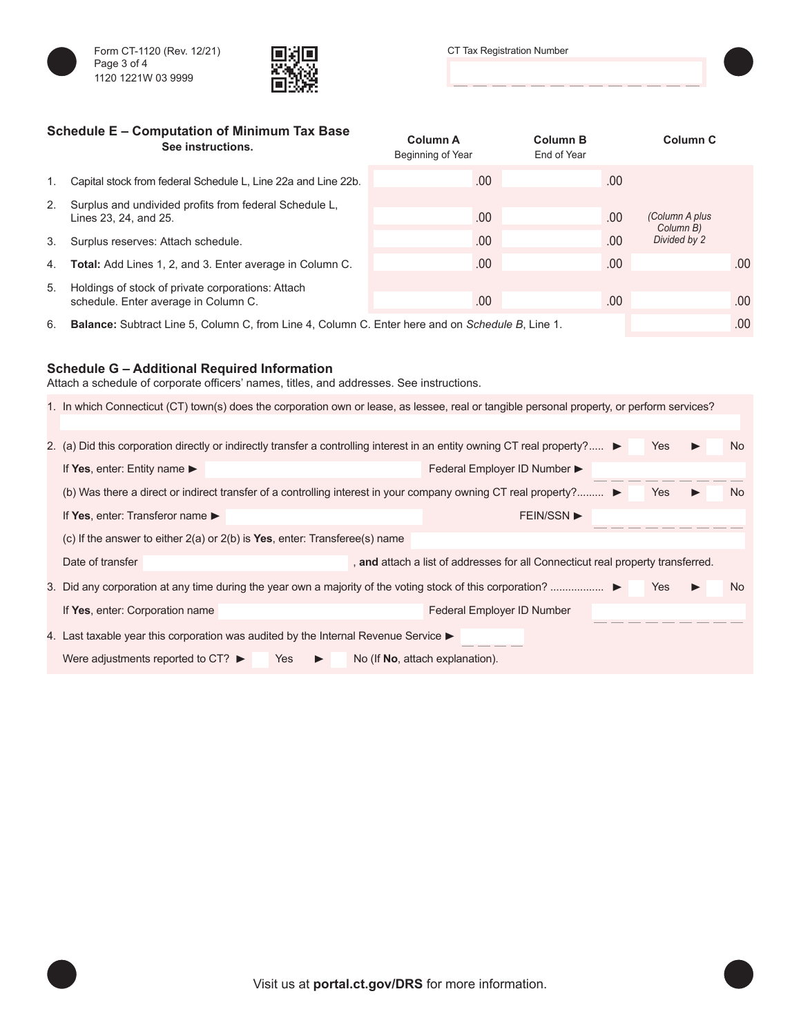Form CT-1120 (Rev. 12/21)
1120 1221W 03 9999

CT Tax Registration Number

## Schedule E – Computation of Minimum Tax Base

**See instructions.**

| | | Column A Beginning of Year | Column B End of Year | Column C |
|---|---|---|---|---|
| 1. | Capital stock from federal Schedule L, Line 22a and Line 22b. | .00 | .00 | |
| 2. | Surplus and undivided profits from federal Schedule L, Lines 23, 24, and 25. | .00 | .00 | *(Column A plus Column B) Divided by 2* |
| 3. | Surplus reserves: Attach schedule. | .00 | .00 | |
| 4. | **Total:** Add Lines 1, 2, and 3. Enter average in Column C. | .00 | .00 | .00 |
| 5. | Holdings of stock of private corporations: Attach schedule. Enter average in Column C. | .00 | .00 | .00 |
| 6. | **Balance:** Subtract Line 5, Column C, from Line 4, Column C. Enter here and on *Schedule B*, Line 1. | | | .00 |

## Schedule G – Additional Required Information

Attach a schedule of corporate officers' names, titles, and addresses. See instructions.

1. In which Connecticut (CT) town(s) does the corporation own or lease, as lessee, real or tangible personal property, or perform services?

2. (a) Did this corporation directly or indirectly transfer a controlling interest in an entity owning CT real property?..... ► Yes ► No

   If **Yes**, enter: Entity name ► Federal Employer ID Number ►

   (b) Was there a direct or indirect transfer of a controlling interest in your company owning CT real property?......... ► Yes ► No

   If **Yes**, enter: Transferor name ► FEIN/SSN ►

   (c) If the answer to either 2(a) or 2(b) is **Yes**, enter: Transferee(s) name

   Date of transfer , **and** attach a list of addresses for all Connecticut real property transferred.

3. Did any corporation at any time during the year own a majority of the voting stock of this corporation? ................. ► Yes ► No

   If **Yes**, enter: Corporation name Federal Employer ID Number

4. Last taxable year this corporation was audited by the Internal Revenue Service ►

   Were adjustments reported to CT? ► Yes ► No (If **No**, attach explanation).

Visit us at **portal.ct.gov/DRS** for more information.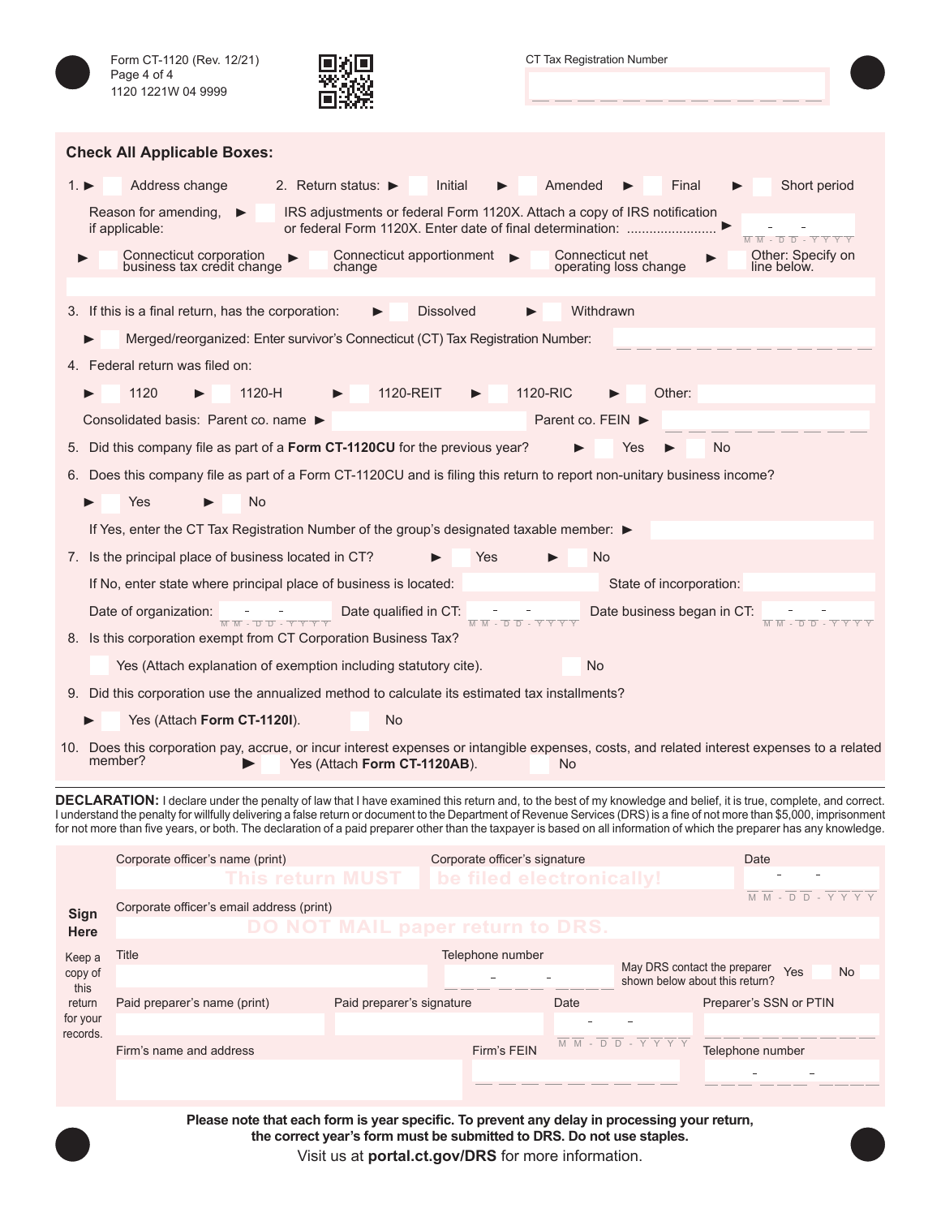Form CT-1120 (Rev. 12/21)
1120 1221W 04 9999

CT Tax Registration Number

## Check All Applicable Boxes:

1. ► ☐ Address change

2. Return status: ► ☐ Initial ► ☐ Amended ► ☐ Final ► ☐ Short period

Reason for amending, if applicable: ► ☐ IRS adjustments or federal Form 1120X. Attach a copy of IRS notification or federal Form 1120X. Enter date of final determination: ....................... ► MM - DD - YYYY

► ☐ Connecticut corporation business tax credit change ► ☐ Connecticut apportionment change ► ☐ Connecticut net operating loss change ► ☐ Other: Specify on line below.

3. If this is a final return, has the corporation: ► ☐ Dissolved ► ☐ Withdrawn

► ☐ Merged/reorganized: Enter survivor's Connecticut (CT) Tax Registration Number:

4. Federal return was filed on:

► ☐ 1120 ► ☐ 1120-H ► ☐ 1120-REIT ► ☐ 1120-RIC ► ☐ Other:

Consolidated basis: Parent co. name ► Parent co. FEIN ►

5. Did this company file as part of a **Form CT-1120CU** for the previous year? ► ☐ Yes ► ☐ No

6. Does this company file as part of a Form CT-1120CU and is filing this return to report non-unitary business income?

► ☐ Yes ► ☐ No

If Yes, enter the CT Tax Registration Number of the group's designated taxable member: ►

7. Is the principal place of business located in CT? ► ☐ Yes ► ☐ No

If No, enter state where principal place of business is located: State of incorporation:

Date of organization: MM - DD - YYYY Date qualified in CT: MM - DD - YYYY Date business began in CT: MM - DD - YYYY

8. Is this corporation exempt from CT Corporation Business Tax?

☐ Yes (Attach explanation of exemption including statutory cite). ☐ No

9. Did this corporation use the annualized method to calculate its estimated tax installments?

► ☐ Yes (Attach **Form CT-1120I**). ☐ No

10. Does this corporation pay, accrue, or incur interest expenses or intangible expenses, costs, and related interest expenses to a related member? ► ☐ Yes (Attach **Form CT-1120AB**). ☐ No

**DECLARATION:** I declare under the penalty of law that I have examined this return and, to the best of my knowledge and belief, it is true, complete, and correct. I understand the penalty for willfully delivering a false return or document to the Department of Revenue Services (DRS) is a fine of not more than $5,000, imprisonment for not more than five years, or both. The declaration of a paid preparer other than the taxpayer is based on all information of which the preparer has any knowledge.

**Sign Here**

Keep a copy of this return for your records.

Corporate officer's name (print) | Corporate officer's signature | Date (MM - DD - YYYY)

This return MUST be filed electronically!

Corporate officer's email address (print)

DO NOT MAIL paper return to DRS.

Title | Telephone number | May DRS contact the preparer shown below about this return? Yes ☐ No ☐

Paid preparer's name (print) | Paid preparer's signature | Date (MM - DD - YYYY) | Preparer's SSN or PTIN

Firm's name and address | Firm's FEIN | Telephone number

**Please note that each form is year specific. To prevent any delay in processing your return, the correct year's form must be submitted to DRS. Do not use staples.**

Visit us at **portal.ct.gov/DRS** for more information.